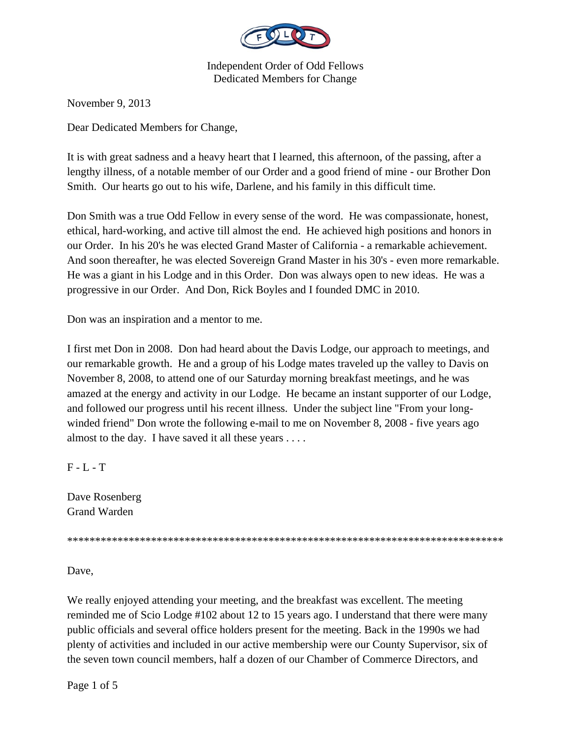Independent Order of Odd Fellows
Dedicated Members for Change

November 9, 2013

Dear Dedicated Members for Change,

It is with great sadness and a heavy heart that I learned, this afternoon, of the passing, after a lengthy illness, of a notable member of our Order and a good friend of mine - our Brother Don Smith. Our hearts go out to his wife, Darlene, and his family in this difficult time.

Don Smith was a true Odd Fellow in every sense of the word. He was compassionate, honest, ethical, hard-working, and active till almost the end. He achieved high positions and honors in our Order. In his 20's he was elected Grand Master of California - a remarkable achievement. And soon thereafter, he was elected Sovereign Grand Master in his 30's - even more remarkable. He was a giant in his Lodge and in this Order. Don was always open to new ideas. He was a progressive in our Order. And Don, Rick Boyles and I founded DMC in 2010.

Don was an inspiration and a mentor to me.

I first met Don in 2008. Don had heard about the Davis Lodge, our approach to meetings, and our remarkable growth. He and a group of his Lodge mates traveled up the valley to Davis on November 8, 2008, to attend one of our Saturday morning breakfast meetings, and he was amazed at the energy and activity in our Lodge. He became an instant supporter of our Lodge, and followed our progress until his recent illness. Under the subject line "From your long-winded friend" Don wrote the following e-mail to me on November 8, 2008 - five years ago almost to the day. I have saved it all these years . . . .

F - L - T

Dave Rosenberg
Grand Warden

*********************************************************************************

Dave,

We really enjoyed attending your meeting, and the breakfast was excellent. The meeting reminded me of Scio Lodge #102 about 12 to 15 years ago. I understand that there were many public officials and several office holders present for the meeting. Back in the 1990s we had plenty of activities and included in our active membership were our County Supervisor, six of the seven town council members, half a dozen of our Chamber of Commerce Directors, and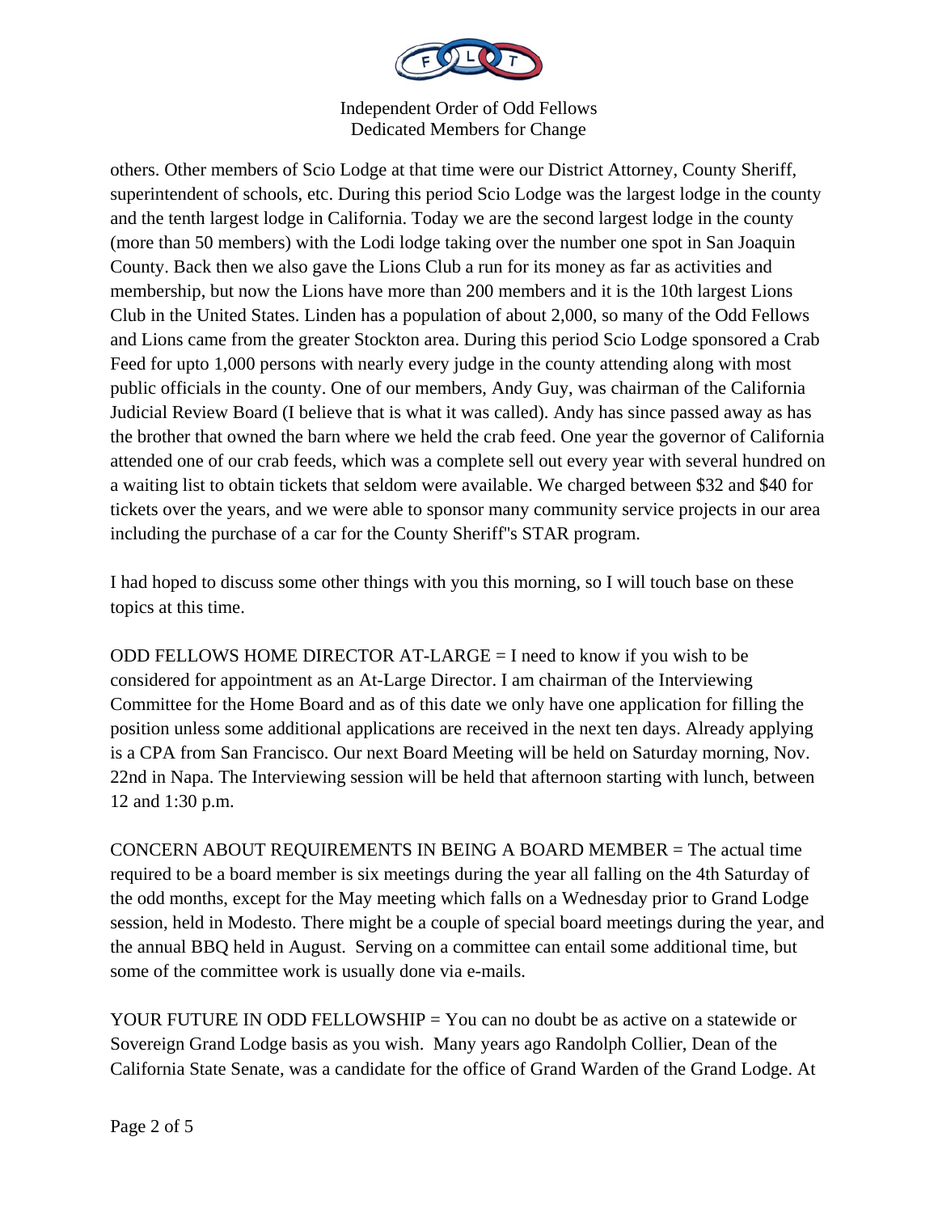others. Other members of Scio Lodge at that time were our District Attorney, County Sheriff, superintendent of schools, etc. During this period Scio Lodge was the largest lodge in the county and the tenth largest lodge in California. Today we are the second largest lodge in the county (more than 50 members) with the Lodi lodge taking over the number one spot in San Joaquin County. Back then we also gave the Lions Club a run for its money as far as activities and membership, but now the Lions have more than 200 members and it is the 10th largest Lions Club in the United States. Linden has a population of about 2,000, so many of the Odd Fellows and Lions came from the greater Stockton area. During this period Scio Lodge sponsored a Crab Feed for upto 1,000 persons with nearly every judge in the county attending along with most public officials in the county. One of our members, Andy Guy, was chairman of the California Judicial Review Board (I believe that is what it was called). Andy has since passed away as has the brother that owned the barn where we held the crab feed. One year the governor of California attended one of our crab feeds, which was a complete sell out every year with several hundred on a waiting list to obtain tickets that seldom were available. We charged between $32 and $40 for tickets over the years, and we were able to sponsor many community service projects in our area including the purchase of a car for the County Sheriff"s STAR program.

I had hoped to discuss some other things with you this morning, so I will touch base on these topics at this time.

ODD FELLOWS HOME DIRECTOR AT-LARGE = I need to know if you wish to be considered for appointment as an At-Large Director. I am chairman of the Interviewing Committee for the Home Board and as of this date we only have one application for filling the position unless some additional applications are received in the next ten days. Already applying is a CPA from San Francisco. Our next Board Meeting will be held on Saturday morning, Nov. 22nd in Napa. The Interviewing session will be held that afternoon starting with lunch, between 12 and 1:30 p.m.

CONCERN ABOUT REQUIREMENTS IN BEING A BOARD MEMBER = The actual time required to be a board member is six meetings during the year all falling on the 4th Saturday of the odd months, except for the May meeting which falls on a Wednesday prior to Grand Lodge session, held in Modesto. There might be a couple of special board meetings during the year, and the annual BBQ held in August. Serving on a committee can entail some additional time, but some of the committee work is usually done via e-mails.

YOUR FUTURE IN ODD FELLOWSHIP = You can no doubt be as active on a statewide or Sovereign Grand Lodge basis as you wish. Many years ago Randolph Collier, Dean of the California State Senate, was a candidate for the office of Grand Warden of the Grand Lodge. At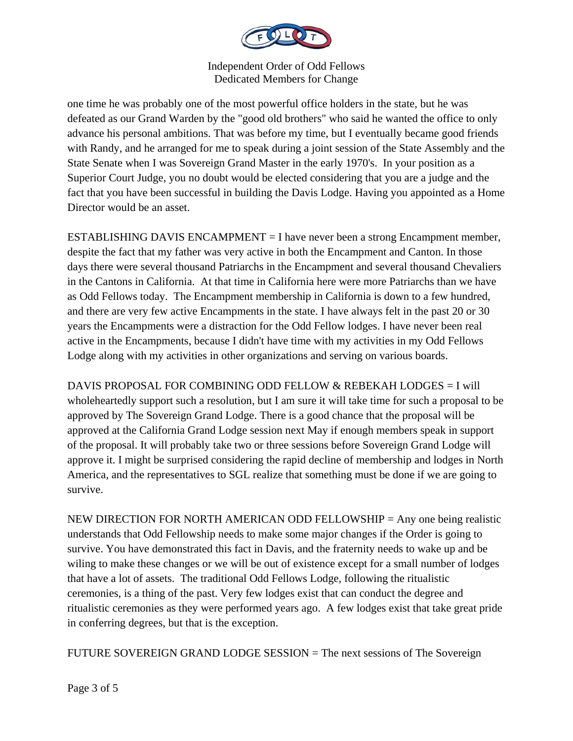one time he was probably one of the most powerful office holders in the state, but he was defeated as our Grand Warden by the "good old brothers" who said he wanted the office to only advance his personal ambitions. That was before my time, but I eventually became good friends with Randy, and he arranged for me to speak during a joint session of the State Assembly and the State Senate when I was Sovereign Grand Master in the early 1970's. In your position as a Superior Court Judge, you no doubt would be elected considering that you are a judge and the fact that you have been successful in building the Davis Lodge. Having you appointed as a Home Director would be an asset.

ESTABLISHING DAVIS ENCAMPMENT = I have never been a strong Encampment member, despite the fact that my father was very active in both the Encampment and Canton. In those days there were several thousand Patriarchs in the Encampment and several thousand Chevaliers in the Cantons in California. At that time in California here were more Patriarchs than we have as Odd Fellows today. The Encampment membership in California is down to a few hundred, and there are very few active Encampments in the state. I have always felt in the past 20 or 30 years the Encampments were a distraction for the Odd Fellow lodges. I have never been real active in the Encampments, because I didn't have time with my activities in my Odd Fellows Lodge along with my activities in other organizations and serving on various boards.

DAVIS PROPOSAL FOR COMBINING ODD FELLOW & REBEKAH LODGES = I will wholeheartedly support such a resolution, but I am sure it will take time for such a proposal to be approved by The Sovereign Grand Lodge. There is a good chance that the proposal will be approved at the California Grand Lodge session next May if enough members speak in support of the proposal. It will probably take two or three sessions before Sovereign Grand Lodge will approve it. I might be surprised considering the rapid decline of membership and lodges in North America, and the representatives to SGL realize that something must be done if we are going to survive.

NEW DIRECTION FOR NORTH AMERICAN ODD FELLOWSHIP = Any one being realistic understands that Odd Fellowship needs to make some major changes if the Order is going to survive. You have demonstrated this fact in Davis, and the fraternity needs to wake up and be wiling to make these changes or we will be out of existence except for a small number of lodges that have a lot of assets. The traditional Odd Fellows Lodge, following the ritualistic ceremonies, is a thing of the past. Very few lodges exist that can conduct the degree and ritualistic ceremonies as they were performed years ago. A few lodges exist that take great pride in conferring degrees, but that is the exception.

FUTURE SOVEREIGN GRAND LODGE SESSION = The next sessions of The Sovereign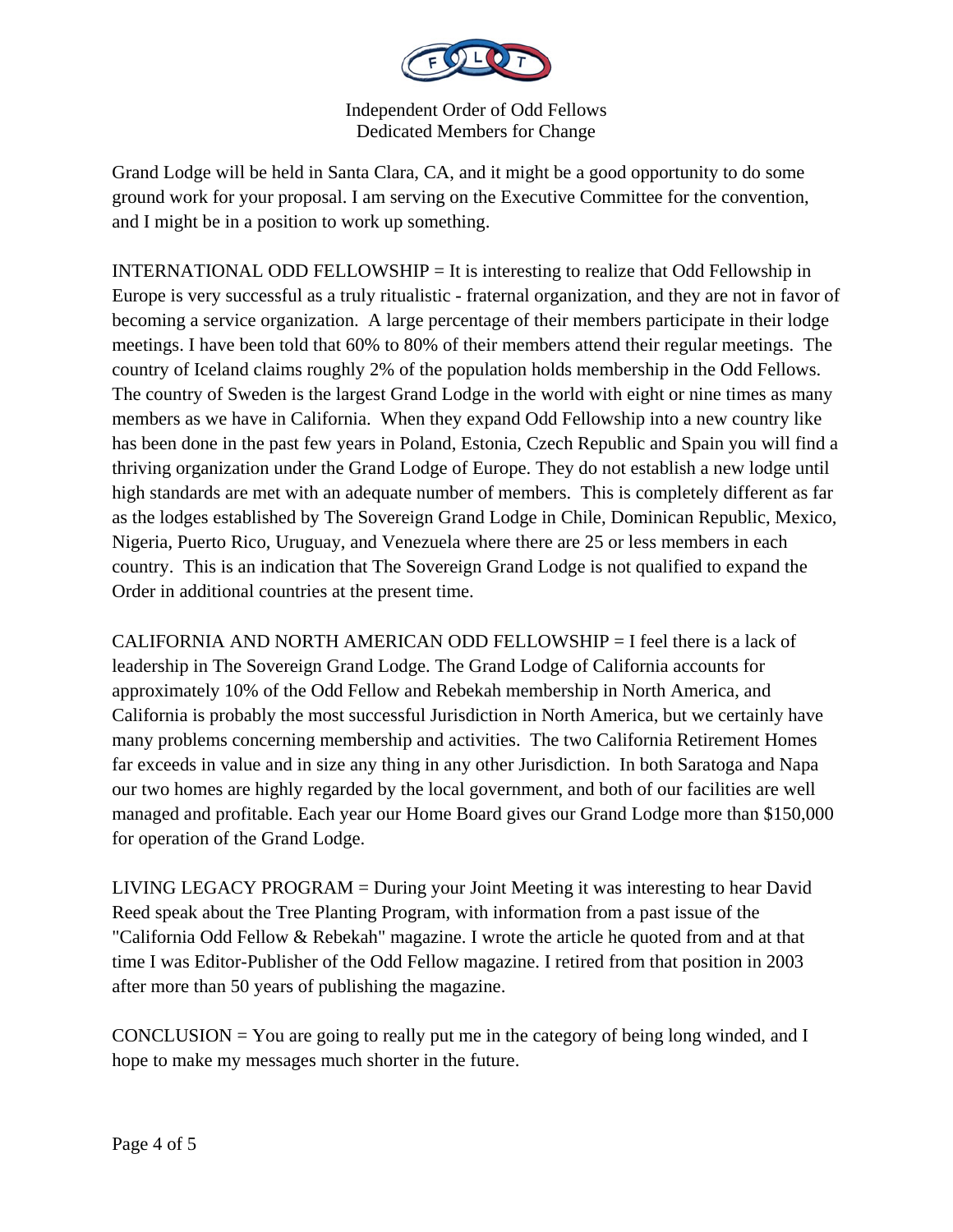Grand Lodge will be held in Santa Clara, CA, and it might be a good opportunity to do some ground work for your proposal. I am serving on the Executive Committee for the convention, and I might be in a position to work up something.

INTERNATIONAL ODD FELLOWSHIP = It is interesting to realize that Odd Fellowship in Europe is very successful as a truly ritualistic - fraternal organization, and they are not in favor of becoming a service organization. A large percentage of their members participate in their lodge meetings. I have been told that 60% to 80% of their members attend their regular meetings. The country of Iceland claims roughly 2% of the population holds membership in the Odd Fellows. The country of Sweden is the largest Grand Lodge in the world with eight or nine times as many members as we have in California. When they expand Odd Fellowship into a new country like has been done in the past few years in Poland, Estonia, Czech Republic and Spain you will find a thriving organization under the Grand Lodge of Europe. They do not establish a new lodge until high standards are met with an adequate number of members. This is completely different as far as the lodges established by The Sovereign Grand Lodge in Chile, Dominican Republic, Mexico, Nigeria, Puerto Rico, Uruguay, and Venezuela where there are 25 or less members in each country. This is an indication that The Sovereign Grand Lodge is not qualified to expand the Order in additional countries at the present time.

CALIFORNIA AND NORTH AMERICAN ODD FELLOWSHIP = I feel there is a lack of leadership in The Sovereign Grand Lodge. The Grand Lodge of California accounts for approximately 10% of the Odd Fellow and Rebekah membership in North America, and California is probably the most successful Jurisdiction in North America, but we certainly have many problems concerning membership and activities. The two California Retirement Homes far exceeds in value and in size any thing in any other Jurisdiction. In both Saratoga and Napa our two homes are highly regarded by the local government, and both of our facilities are well managed and profitable. Each year our Home Board gives our Grand Lodge more than $150,000 for operation of the Grand Lodge.

LIVING LEGACY PROGRAM = During your Joint Meeting it was interesting to hear David Reed speak about the Tree Planting Program, with information from a past issue of the "California Odd Fellow & Rebekah" magazine. I wrote the article he quoted from and at that time I was Editor-Publisher of the Odd Fellow magazine. I retired from that position in 2003 after more than 50 years of publishing the magazine.

CONCLUSION = You are going to really put me in the category of being long winded, and I hope to make my messages much shorter in the future.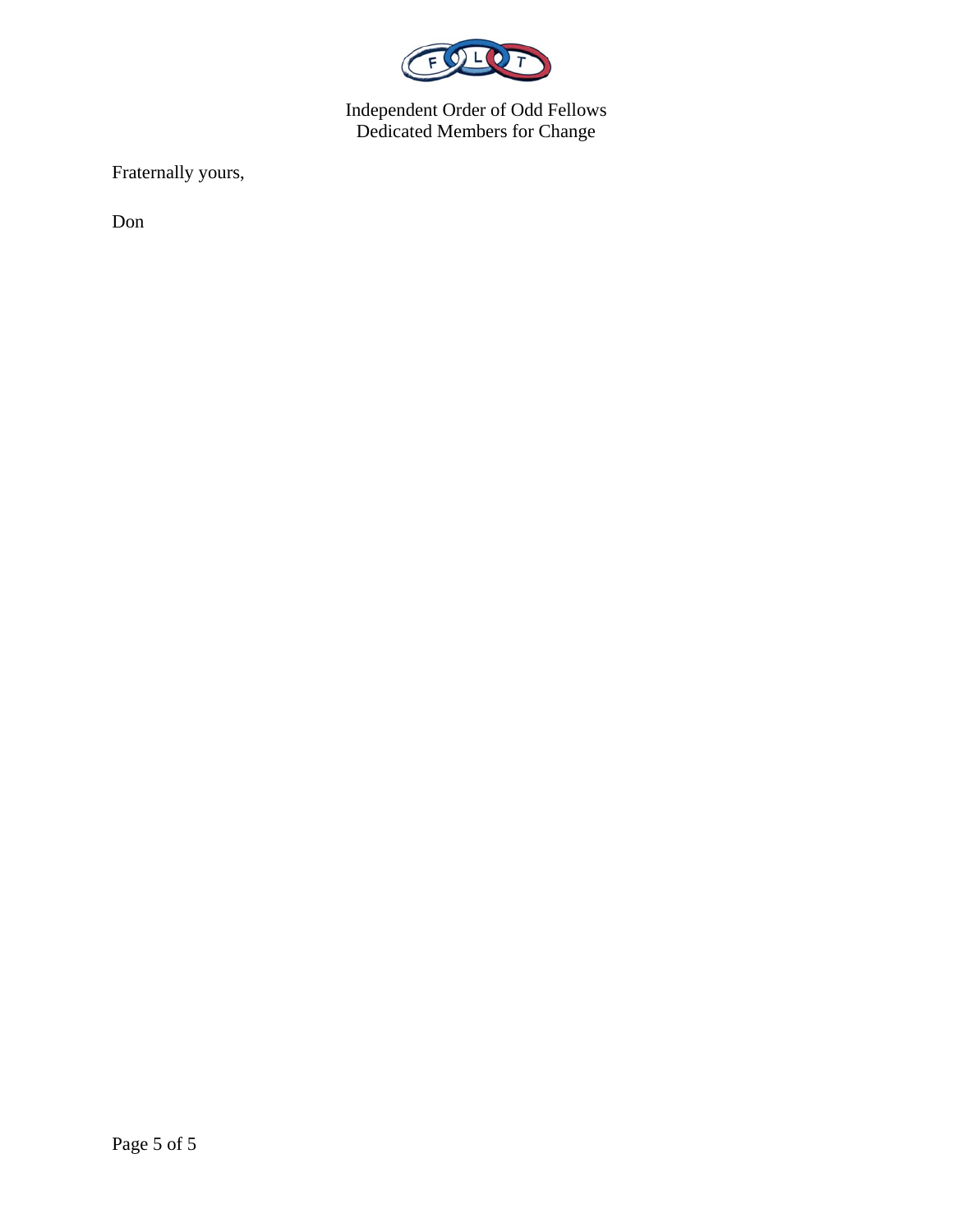Independent Order of Odd Fellows
Dedicated Members for Change

Fraternally yours,

Don